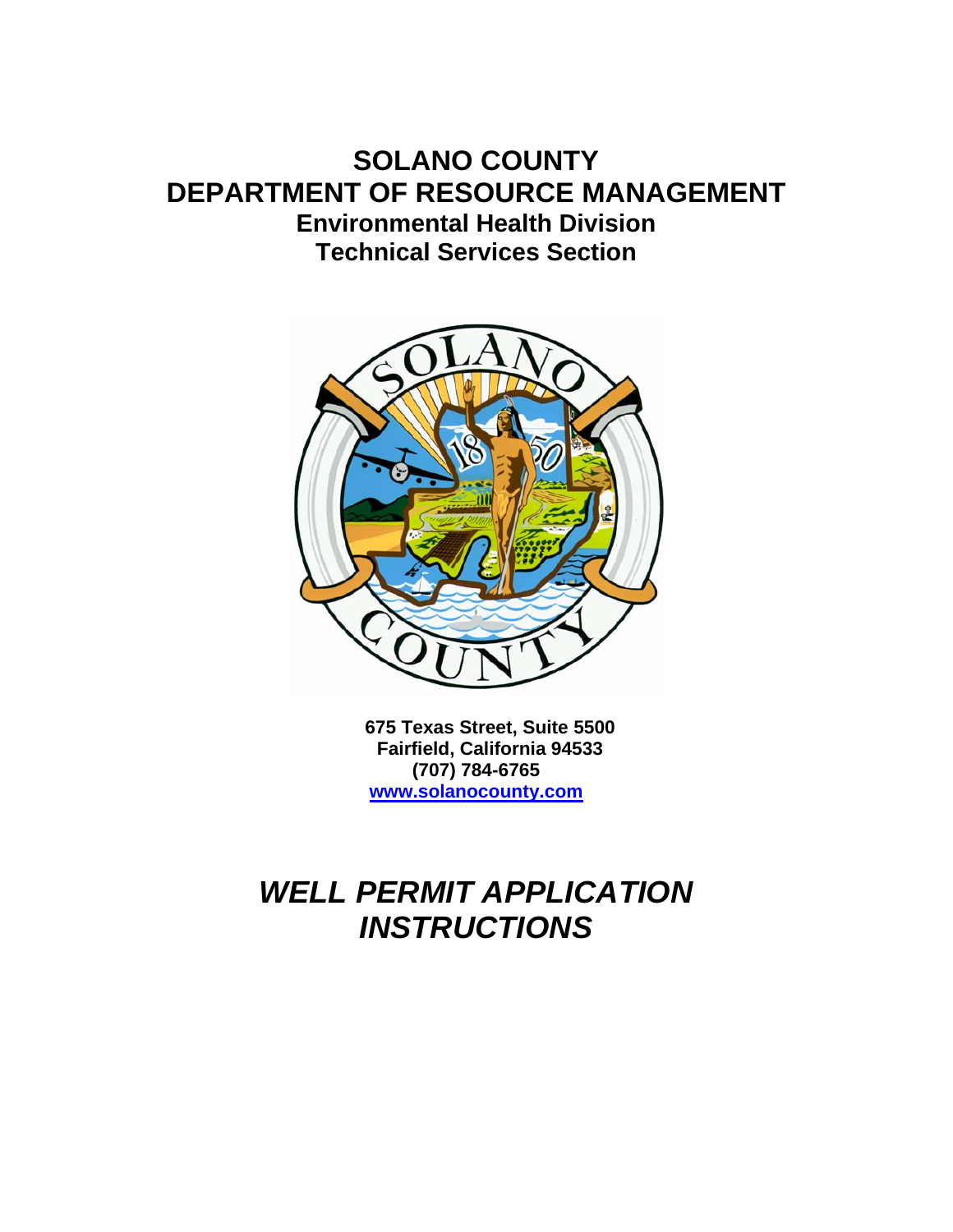# SOLANO COUNTY
# DEPARTMENT OF RESOURCE MANAGEMENT
## Environmental Health Division
## Technical Services Section

**675 Texas Street, Suite 5500**
**Fairfield, California 94533**
**(707) 784-6765**
**[www.solanocounty.com](http://www.solanocounty.com)**

# *WELL PERMIT APPLICATION INSTRUCTIONS*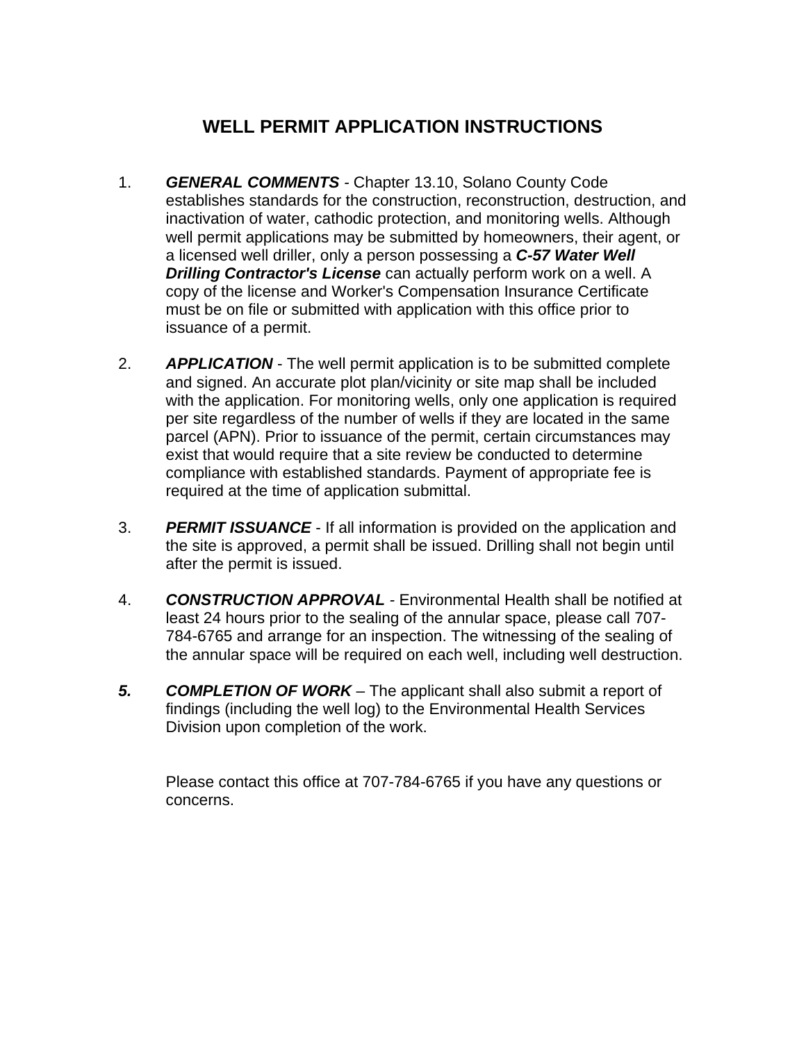# WELL PERMIT APPLICATION INSTRUCTIONS

1. ***GENERAL COMMENTS*** - Chapter 13.10, Solano County Code establishes standards for the construction, reconstruction, destruction, and inactivation of water, cathodic protection, and monitoring wells. Although well permit applications may be submitted by homeowners, their agent, or a licensed well driller, only a person possessing a ***C-57 Water Well Drilling Contractor's License*** can actually perform work on a well. A copy of the license and Worker's Compensation Insurance Certificate must be on file or submitted with application with this office prior to issuance of a permit.

2. ***APPLICATION*** - The well permit application is to be submitted complete and signed. An accurate plot plan/vicinity or site map shall be included with the application. For monitoring wells, only one application is required per site regardless of the number of wells if they are located in the same parcel (APN). Prior to issuance of the permit, certain circumstances may exist that would require that a site review be conducted to determine compliance with established standards. Payment of appropriate fee is required at the time of application submittal.

3. ***PERMIT ISSUANCE*** - If all information is provided on the application and the site is approved, a permit shall be issued. Drilling shall not begin until after the permit is issued.

4. ***CONSTRUCTION APPROVAL*** - Environmental Health shall be notified at least 24 hours prior to the sealing of the annular space, please call 707-784-6765 and arrange for an inspection. The witnessing of the sealing of the annular space will be required on each well, including well destruction.

5. ***COMPLETION OF WORK*** – The applicant shall also submit a report of findings (including the well log) to the Environmental Health Services Division upon completion of the work.

Please contact this office at 707-784-6765 if you have any questions or concerns.